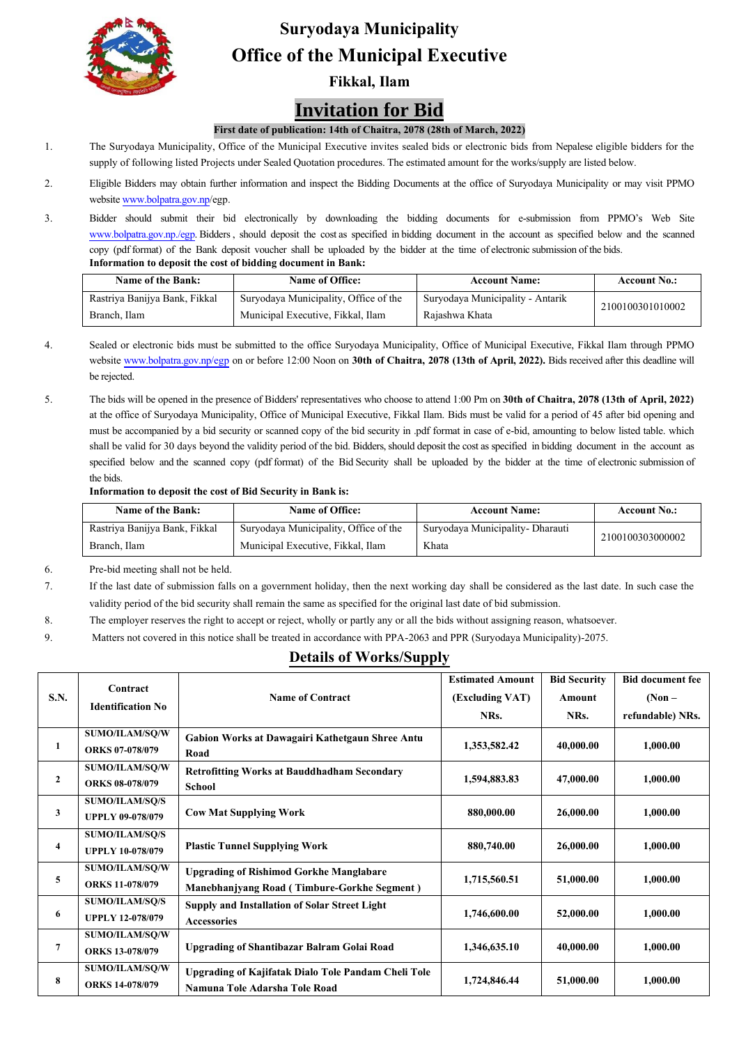# Suryodaya Municipality

## Office of the Municipal Executive

### Fikkal, Ilam

## Invitation for Bid

**First date of publication: 14th of Chaitra, 2078 (28th of March, 2022)**

1. The Suryodaya Municipality, Office of the Municipal Executive invites sealed bids or electronic bids from Nepalese eligible bidders for the supply of following listed Projects under Sealed Quotation procedures. The estimated amount for the works/supply are listed below.

2. Eligible Bidders may obtain further information and inspect the Bidding Documents at the office of Suryodaya Municipality or may visit PPMO website www.bolpatra.gov.np/egp.

3. Bidder should submit their bid electronically by downloading the bidding documents for e-submission from PPMO's Web Site www.bolpatra.gov.np./egp. Bidders , should deposit the cost as specified in bidding document in the account as specified below and the scanned copy (pdf format) of the Bank deposit voucher shall be uploaded by the bidder at the time of electronic submission of the bids.
**Information to deposit the cost of bidding document in Bank:**

| Name of the Bank: | Name of Office: | Account Name: | Account No.: |
|---|---|---|---|
| Rastriya Banijya Bank, Fikkal Branch, Ilam | Suryodaya Municipality, Office of the Municipal Executive, Fikkal, Ilam | Suryodaya Municipality - Antarik Rajashwa Khata | 2100100301010002 |

4. Sealed or electronic bids must be submitted to the office Suryodaya Municipality, Office of Municipal Executive, Fikkal Ilam through PPMO website www.bolpatra.gov.np/egp on or before 12:00 Noon on **30th of Chaitra, 2078 (13th of April, 2022).** Bids received after this deadline will be rejected.

5. The bids will be opened in the presence of Bidders' representatives who choose to attend 1:00 Pm on **30th of Chaitra, 2078 (13th of April, 2022)** at the office of Suryodaya Municipality, Office of Municipal Executive, Fikkal Ilam. Bids must be valid for a period of 45 after bid opening and must be accompanied by a bid security or scanned copy of the bid security in .pdf format in case of e-bid, amounting to below listed table. which shall be valid for 30 days beyond the validity period of the bid. Bidders, should deposit the cost as specified in bidding document in the account as specified below and the scanned copy (pdf format) of the Bid Security shall be uploaded by the bidder at the time of electronic submission of the bids.
**Information to deposit the cost of Bid Security in Bank is:**

| Name of the Bank: | Name of Office: | Account Name: | Account No.: |
|---|---|---|---|
| Rastriya Banijya Bank, Fikkal Branch, Ilam | Suryodaya Municipality, Office of the Municipal Executive, Fikkal, Ilam | Suryodaya Municipality- Dharauti Khata | 2100100303000002 |

6. Pre-bid meeting shall not be held.
7. If the last date of submission falls on a government holiday, then the next working day shall be considered as the last date. In such case the validity period of the bid security shall remain the same as specified for the original last date of bid submission.
8. The employer reserves the right to accept or reject, wholly or partly any or all the bids without assigning reason, whatsoever.
9. Matters not covered in this notice shall be treated in accordance with PPA-2063 and PPR (Suryodaya Municipality)-2075.

## Details of Works/Supply

| S.N. | Contract Identification No | Name of Contract | Estimated Amount (Excluding VAT) NRs. | Bid Security Amount NRs. | Bid document fee (Non – refundable) NRs. |
|---|---|---|---|---|---|
| 1 | SUMO/ILAM/SQ/WORKS 07-078/079 | Gabion Works at Dawagairi Kathetgaun Shree Antu Road | 1,353,582.42 | 40,000.00 | 1,000.00 |
| 2 | SUMO/ILAM/SQ/WORKS 08-078/079 | Retrofitting Works at Bauddhadham Secondary School | 1,594,883.83 | 47,000.00 | 1,000.00 |
| 3 | SUMO/ILAM/SQ/SUPPLY 09-078/079 | Cow Mat Supplying Work | 880,000.00 | 26,000.00 | 1,000.00 |
| 4 | SUMO/ILAM/SQ/SUPPLY 10-078/079 | Plastic Tunnel Supplying Work | 880,740.00 | 26,000.00 | 1,000.00 |
| 5 | SUMO/ILAM/SQ/WORKS 11-078/079 | Upgrading of Rishimod Gorkhe Manglabare Manebhanjyang Road ( Timbure-Gorkhe Segment ) | 1,715,560.51 | 51,000.00 | 1,000.00 |
| 6 | SUMO/ILAM/SQ/SUPPLY 12-078/079 | Supply and Installation of Solar Street Light Accessories | 1,746,600.00 | 52,000.00 | 1,000.00 |
| 7 | SUMO/ILAM/SQ/WORKS 13-078/079 | Upgrading of Shantibazar Balram Golai Road | 1,346,635.10 | 40,000.00 | 1,000.00 |
| 8 | SUMO/ILAM/SQ/WORKS 14-078/079 | Upgrading of Kajifatak Dilo Tole Pandam Cheli Tole Namuna Tole Adarsha Tole Road | 1,724,846.44 | 51,000.00 | 1,000.00 |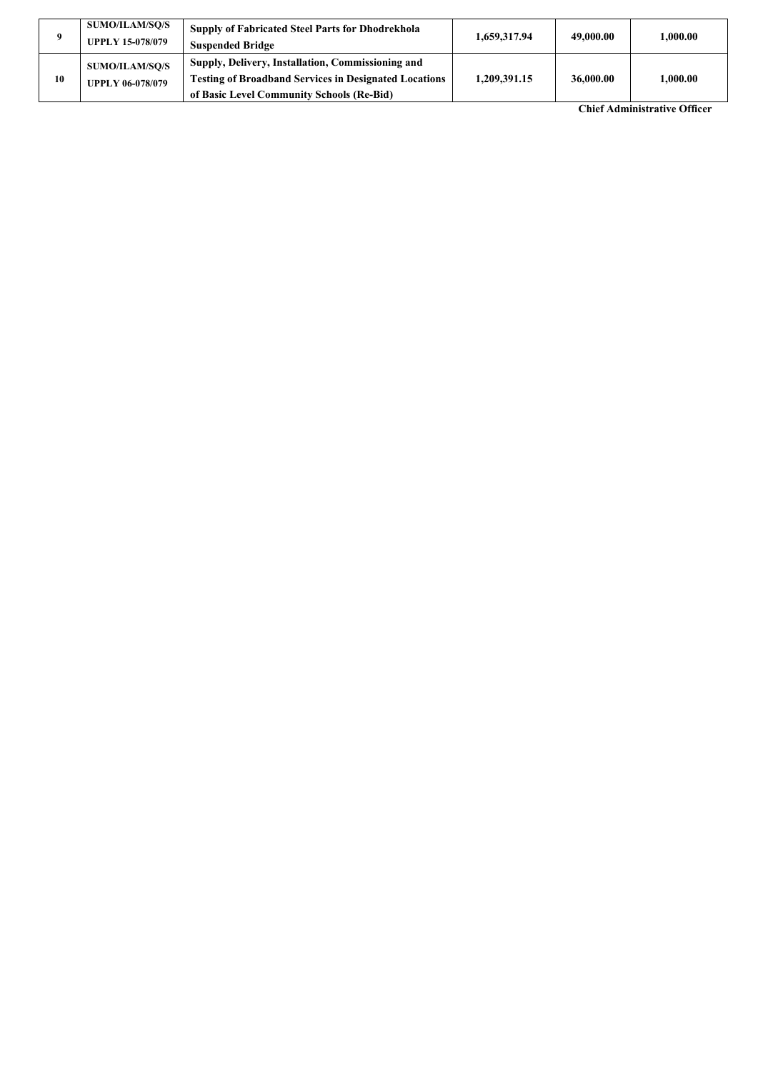| | | | | | |
|---|---|---|---|---|---|
| 9 | SUMO/ILAM/SQ/SUPPLY 15-078/079 | Supply of Fabricated Steel Parts for Dhodrekhola Suspended Bridge | 1,659,317.94 | 49,000.00 | 1,000.00 |
| 10 | SUMO/ILAM/SQ/SUPPLY 06-078/079 | Supply, Delivery, Installation, Commissioning and Testing of Broadband Services in Designated Locations of Basic Level Community Schools (Re-Bid) | 1,209,391.15 | 36,000.00 | 1,000.00 |

**Chief Administrative Officer**